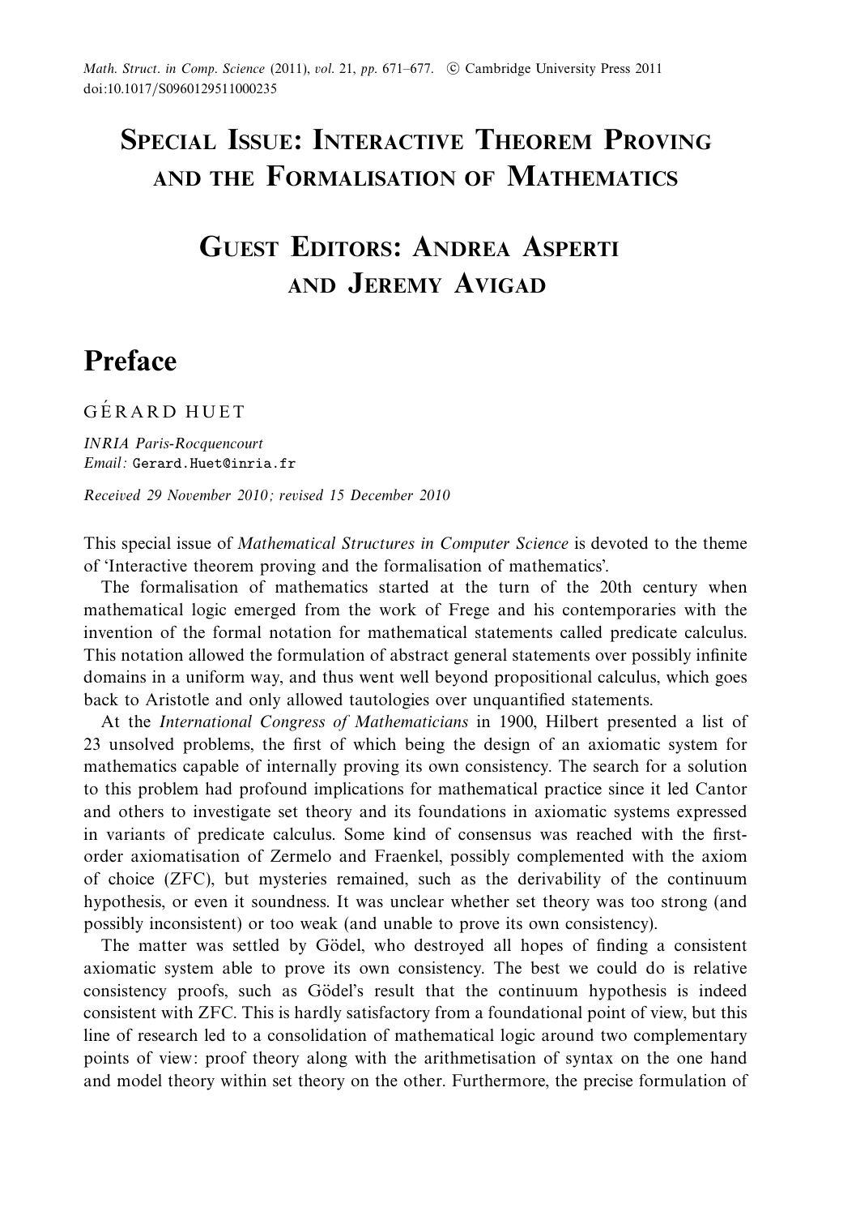# Special Issue: Interactive Theorem Proving and the Formalisation of Mathematics

## Guest Editors: Andrea Asperti and Jeremy Avigad

# Preface

GÉRARD HUET

*INRIA Paris-Rocquencourt*
*Email:* Gerard.Huet@inria.fr

*Received 29 November 2010; revised 15 December 2010*

This special issue of *Mathematical Structures in Computer Science* is devoted to the theme of 'Interactive theorem proving and the formalisation of mathematics'.

The formalisation of mathematics started at the turn of the 20th century when mathematical logic emerged from the work of Frege and his contemporaries with the invention of the formal notation for mathematical statements called predicate calculus. This notation allowed the formulation of abstract general statements over possibly infinite domains in a uniform way, and thus went well beyond propositional calculus, which goes back to Aristotle and only allowed tautologies over unquantified statements.

At the *International Congress of Mathematicians* in 1900, Hilbert presented a list of 23 unsolved problems, the first of which being the design of an axiomatic system for mathematics capable of internally proving its own consistency. The search for a solution to this problem had profound implications for mathematical practice since it led Cantor and others to investigate set theory and its foundations in axiomatic systems expressed in variants of predicate calculus. Some kind of consensus was reached with the first-order axiomatisation of Zermelo and Fraenkel, possibly complemented with the axiom of choice (ZFC), but mysteries remained, such as the derivability of the continuum hypothesis, or even it soundness. It was unclear whether set theory was too strong (and possibly inconsistent) or too weak (and unable to prove its own consistency).

The matter was settled by Gödel, who destroyed all hopes of finding a consistent axiomatic system able to prove its own consistency. The best we could do is relative consistency proofs, such as Gödel's result that the continuum hypothesis is indeed consistent with ZFC. This is hardly satisfactory from a foundational point of view, but this line of research led to a consolidation of mathematical logic around two complementary points of view: proof theory along with the arithmetisation of syntax on the one hand and model theory within set theory on the other. Furthermore, the precise formulation of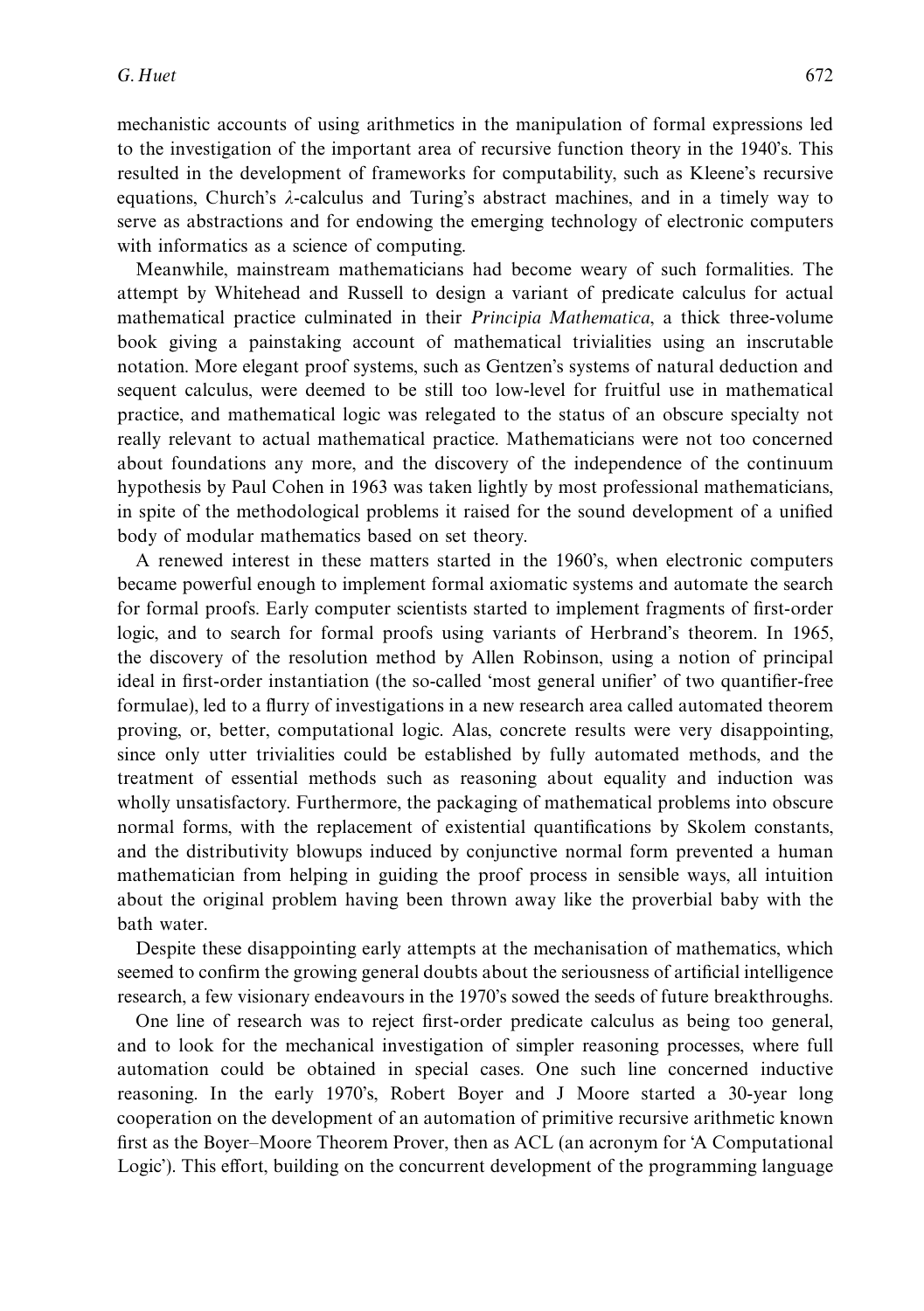mechanistic accounts of using arithmetics in the manipulation of formal expressions led to the investigation of the important area of recursive function theory in the 1940's. This resulted in the development of frameworks for computability, such as Kleene's recursive equations, Church's $\lambda$-calculus and Turing's abstract machines, and in a timely way to serve as abstractions and for endowing the emerging technology of electronic computers with informatics as a science of computing.

Meanwhile, mainstream mathematicians had become weary of such formalities. The attempt by Whitehead and Russell to design a variant of predicate calculus for actual mathematical practice culminated in their *Principia Mathematica*, a thick three-volume book giving a painstaking account of mathematical trivialities using an inscrutable notation. More elegant proof systems, such as Gentzen's systems of natural deduction and sequent calculus, were deemed to be still too low-level for fruitful use in mathematical practice, and mathematical logic was relegated to the status of an obscure specialty not really relevant to actual mathematical practice. Mathematicians were not too concerned about foundations any more, and the discovery of the independence of the continuum hypothesis by Paul Cohen in 1963 was taken lightly by most professional mathematicians, in spite of the methodological problems it raised for the sound development of a unified body of modular mathematics based on set theory.

A renewed interest in these matters started in the 1960's, when electronic computers became powerful enough to implement formal axiomatic systems and automate the search for formal proofs. Early computer scientists started to implement fragments of first-order logic, and to search for formal proofs using variants of Herbrand's theorem. In 1965, the discovery of the resolution method by Allen Robinson, using a notion of principal ideal in first-order instantiation (the so-called 'most general unifier' of two quantifier-free formulae), led to a flurry of investigations in a new research area called automated theorem proving, or, better, computational logic. Alas, concrete results were very disappointing, since only utter trivialities could be established by fully automated methods, and the treatment of essential methods such as reasoning about equality and induction was wholly unsatisfactory. Furthermore, the packaging of mathematical problems into obscure normal forms, with the replacement of existential quantifications by Skolem constants, and the distributivity blowups induced by conjunctive normal form prevented a human mathematician from helping in guiding the proof process in sensible ways, all intuition about the original problem having been thrown away like the proverbial baby with the bath water.

Despite these disappointing early attempts at the mechanisation of mathematics, which seemed to confirm the growing general doubts about the seriousness of artificial intelligence research, a few visionary endeavours in the 1970's sowed the seeds of future breakthroughs.

One line of research was to reject first-order predicate calculus as being too general, and to look for the mechanical investigation of simpler reasoning processes, where full automation could be obtained in special cases. One such line concerned inductive reasoning. In the early 1970's, Robert Boyer and J Moore started a 30-year long cooperation on the development of an automation of primitive recursive arithmetic known first as the Boyer–Moore Theorem Prover, then as ACL (an acronym for 'A Computational Logic'). This effort, building on the concurrent development of the programming language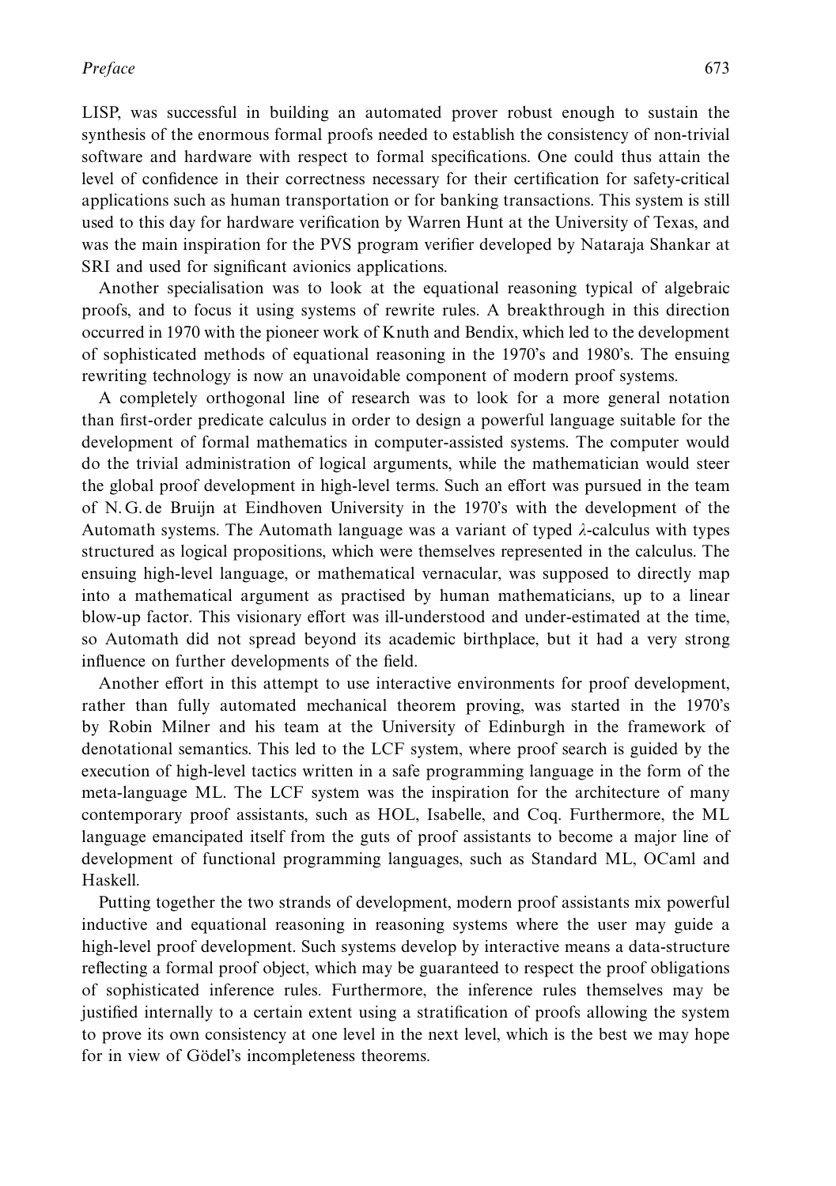LISP, was successful in building an automated prover robust enough to sustain the synthesis of the enormous formal proofs needed to establish the consistency of non-trivial software and hardware with respect to formal specifications. One could thus attain the level of confidence in their correctness necessary for their certification for safety-critical applications such as human transportation or for banking transactions. This system is still used to this day for hardware verification by Warren Hunt at the University of Texas, and was the main inspiration for the PVS program verifier developed by Nataraja Shankar at SRI and used for significant avionics applications.

Another specialisation was to look at the equational reasoning typical of algebraic proofs, and to focus it using systems of rewrite rules. A breakthrough in this direction occurred in 1970 with the pioneer work of Knuth and Bendix, which led to the development of sophisticated methods of equational reasoning in the 1970's and 1980's. The ensuing rewriting technology is now an unavoidable component of modern proof systems.

A completely orthogonal line of research was to look for a more general notation than first-order predicate calculus in order to design a powerful language suitable for the development of formal mathematics in computer-assisted systems. The computer would do the trivial administration of logical arguments, while the mathematician would steer the global proof development in high-level terms. Such an effort was pursued in the team of N. G. de Bruijn at Eindhoven University in the 1970's with the development of the Automath systems. The Automath language was a variant of typed $\lambda$-calculus with types structured as logical propositions, which were themselves represented in the calculus. The ensuing high-level language, or mathematical vernacular, was supposed to directly map into a mathematical argument as practised by human mathematicians, up to a linear blow-up factor. This visionary effort was ill-understood and under-estimated at the time, so Automath did not spread beyond its academic birthplace, but it had a very strong influence on further developments of the field.

Another effort in this attempt to use interactive environments for proof development, rather than fully automated mechanical theorem proving, was started in the 1970's by Robin Milner and his team at the University of Edinburgh in the framework of denotational semantics. This led to the LCF system, where proof search is guided by the execution of high-level tactics written in a safe programming language in the form of the meta-language ML. The LCF system was the inspiration for the architecture of many contemporary proof assistants, such as HOL, Isabelle, and Coq. Furthermore, the ML language emancipated itself from the guts of proof assistants to become a major line of development of functional programming languages, such as Standard ML, OCaml and Haskell.

Putting together the two strands of development, modern proof assistants mix powerful inductive and equational reasoning in reasoning systems where the user may guide a high-level proof development. Such systems develop by interactive means a data-structure reflecting a formal proof object, which may be guaranteed to respect the proof obligations of sophisticated inference rules. Furthermore, the inference rules themselves may be justified internally to a certain extent using a stratification of proofs allowing the system to prove its own consistency at one level in the next level, which is the best we may hope for in view of Gödel's incompleteness theorems.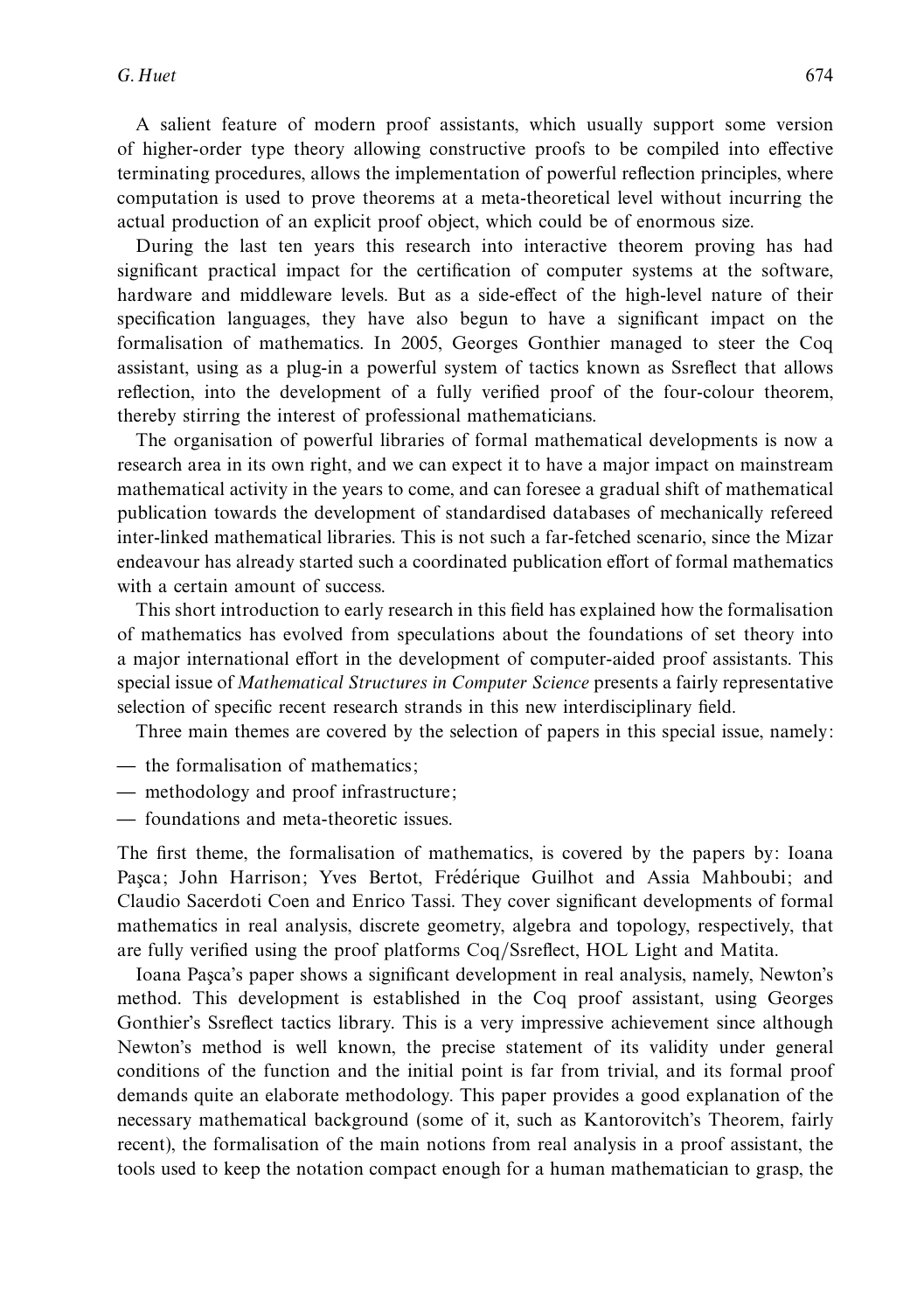A salient feature of modern proof assistants, which usually support some version of higher-order type theory allowing constructive proofs to be compiled into effective terminating procedures, allows the implementation of powerful reflection principles, where computation is used to prove theorems at a meta-theoretical level without incurring the actual production of an explicit proof object, which could be of enormous size.

During the last ten years this research into interactive theorem proving has had significant practical impact for the certification of computer systems at the software, hardware and middleware levels. But as a side-effect of the high-level nature of their specification languages, they have also begun to have a significant impact on the formalisation of mathematics. In 2005, Georges Gonthier managed to steer the Coq assistant, using as a plug-in a powerful system of tactics known as Ssreflect that allows reflection, into the development of a fully verified proof of the four-colour theorem, thereby stirring the interest of professional mathematicians.

The organisation of powerful libraries of formal mathematical developments is now a research area in its own right, and we can expect it to have a major impact on mainstream mathematical activity in the years to come, and can foresee a gradual shift of mathematical publication towards the development of standardised databases of mechanically refereed inter-linked mathematical libraries. This is not such a far-fetched scenario, since the Mizar endeavour has already started such a coordinated publication effort of formal mathematics with a certain amount of success.

This short introduction to early research in this field has explained how the formalisation of mathematics has evolved from speculations about the foundations of set theory into a major international effort in the development of computer-aided proof assistants. This special issue of *Mathematical Structures in Computer Science* presents a fairly representative selection of specific recent research strands in this new interdisciplinary field.

Three main themes are covered by the selection of papers in this special issue, namely:

- the formalisation of mathematics;
- methodology and proof infrastructure;
- foundations and meta-theoretic issues.

The first theme, the formalisation of mathematics, is covered by the papers by: Ioana Paşca; John Harrison; Yves Bertot, Frédérique Guilhot and Assia Mahboubi; and Claudio Sacerdoti Coen and Enrico Tassi. They cover significant developments of formal mathematics in real analysis, discrete geometry, algebra and topology, respectively, that are fully verified using the proof platforms Coq/Ssreflect, HOL Light and Matita.

Ioana Paşca's paper shows a significant development in real analysis, namely, Newton's method. This development is established in the Coq proof assistant, using Georges Gonthier's Ssreflect tactics library. This is a very impressive achievement since although Newton's method is well known, the precise statement of its validity under general conditions of the function and the initial point is far from trivial, and its formal proof demands quite an elaborate methodology. This paper provides a good explanation of the necessary mathematical background (some of it, such as Kantorovitch's Theorem, fairly recent), the formalisation of the main notions from real analysis in a proof assistant, the tools used to keep the notation compact enough for a human mathematician to grasp, the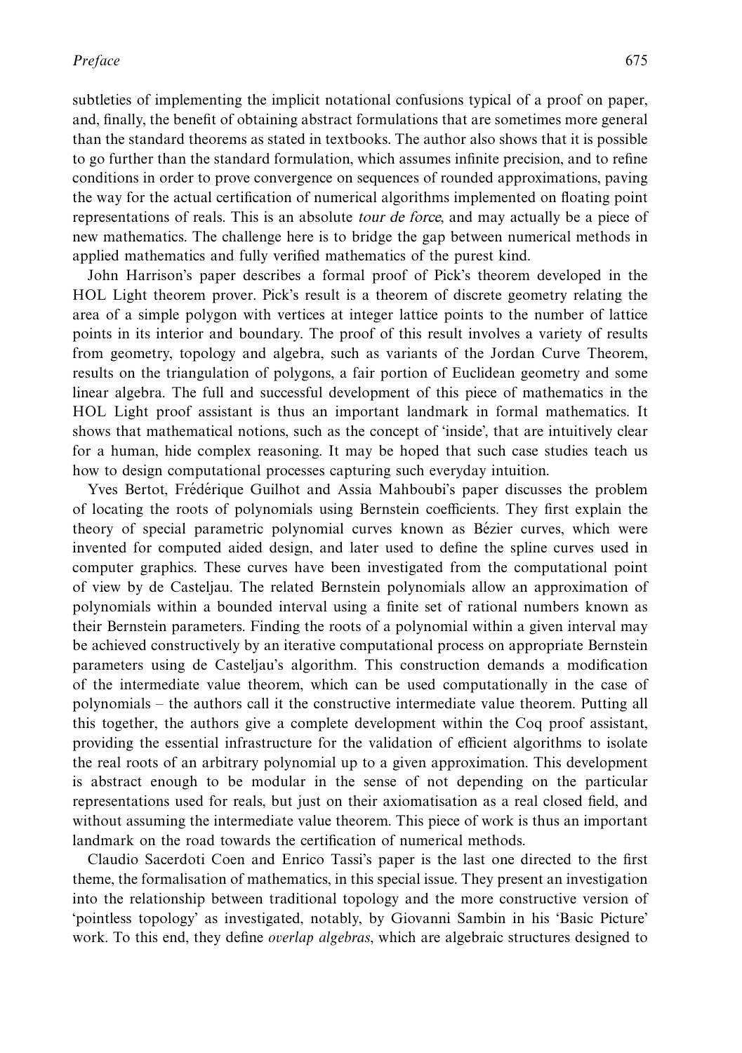subtleties of implementing the implicit notational confusions typical of a proof on paper, and, finally, the benefit of obtaining abstract formulations that are sometimes more general than the standard theorems as stated in textbooks. The author also shows that it is possible to go further than the standard formulation, which assumes infinite precision, and to refine conditions in order to prove convergence on sequences of rounded approximations, paving the way for the actual certification of numerical algorithms implemented on floating point representations of reals. This is an absolute *tour de force*, and may actually be a piece of new mathematics. The challenge here is to bridge the gap between numerical methods in applied mathematics and fully verified mathematics of the purest kind.

John Harrison's paper describes a formal proof of Pick's theorem developed in the HOL Light theorem prover. Pick's result is a theorem of discrete geometry relating the area of a simple polygon with vertices at integer lattice points to the number of lattice points in its interior and boundary. The proof of this result involves a variety of results from geometry, topology and algebra, such as variants of the Jordan Curve Theorem, results on the triangulation of polygons, a fair portion of Euclidean geometry and some linear algebra. The full and successful development of this piece of mathematics in the HOL Light proof assistant is thus an important landmark in formal mathematics. It shows that mathematical notions, such as the concept of 'inside', that are intuitively clear for a human, hide complex reasoning. It may be hoped that such case studies teach us how to design computational processes capturing such everyday intuition.

Yves Bertot, Frédérique Guilhot and Assia Mahboubi's paper discusses the problem of locating the roots of polynomials using Bernstein coefficients. They first explain the theory of special parametric polynomial curves known as Bézier curves, which were invented for computed aided design, and later used to define the spline curves used in computer graphics. These curves have been investigated from the computational point of view by de Casteljau. The related Bernstein polynomials allow an approximation of polynomials within a bounded interval using a finite set of rational numbers known as their Bernstein parameters. Finding the roots of a polynomial within a given interval may be achieved constructively by an iterative computational process on appropriate Bernstein parameters using de Casteljau's algorithm. This construction demands a modification of the intermediate value theorem, which can be used computationally in the case of polynomials – the authors call it the constructive intermediate value theorem. Putting all this together, the authors give a complete development within the Coq proof assistant, providing the essential infrastructure for the validation of efficient algorithms to isolate the real roots of an arbitrary polynomial up to a given approximation. This development is abstract enough to be modular in the sense of not depending on the particular representations used for reals, but just on their axiomatisation as a real closed field, and without assuming the intermediate value theorem. This piece of work is thus an important landmark on the road towards the certification of numerical methods.

Claudio Sacerdoti Coen and Enrico Tassi's paper is the last one directed to the first theme, the formalisation of mathematics, in this special issue. They present an investigation into the relationship between traditional topology and the more constructive version of 'pointless topology' as investigated, notably, by Giovanni Sambin in his 'Basic Picture' work. To this end, they define *overlap algebras*, which are algebraic structures designed to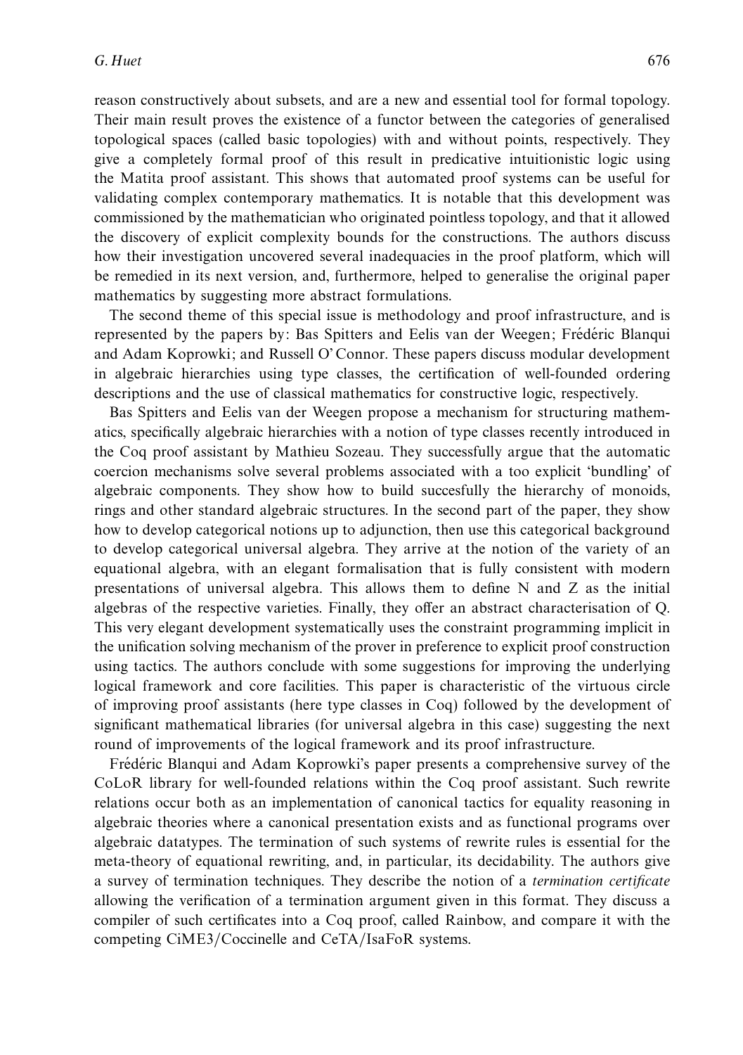reason constructively about subsets, and are a new and essential tool for formal topology. Their main result proves the existence of a functor between the categories of generalised topological spaces (called basic topologies) with and without points, respectively. They give a completely formal proof of this result in predicative intuitionistic logic using the Matita proof assistant. This shows that automated proof systems can be useful for validating complex contemporary mathematics. It is notable that this development was commissioned by the mathematician who originated pointless topology, and that it allowed the discovery of explicit complexity bounds for the constructions. The authors discuss how their investigation uncovered several inadequacies in the proof platform, which will be remedied in its next version, and, furthermore, helped to generalise the original paper mathematics by suggesting more abstract formulations.

The second theme of this special issue is methodology and proof infrastructure, and is represented by the papers by: Bas Spitters and Eelis van der Weegen; Frédéric Blanqui and Adam Koprowki; and Russell O'Connor. These papers discuss modular development in algebraic hierarchies using type classes, the certification of well-founded ordering descriptions and the use of classical mathematics for constructive logic, respectively.

Bas Spitters and Eelis van der Weegen propose a mechanism for structuring mathematics, specifically algebraic hierarchies with a notion of type classes recently introduced in the Coq proof assistant by Mathieu Sozeau. They successfully argue that the automatic coercion mechanisms solve several problems associated with a too explicit 'bundling' of algebraic components. They show how to build succesfully the hierarchy of monoids, rings and other standard algebraic structures. In the second part of the paper, they show how to develop categorical notions up to adjunction, then use this categorical background to develop categorical universal algebra. They arrive at the notion of the variety of an equational algebra, with an elegant formalisation that is fully consistent with modern presentations of universal algebra. This allows them to define N and Z as the initial algebras of the respective varieties. Finally, they offer an abstract characterisation of Q. This very elegant development systematically uses the constraint programming implicit in the unification solving mechanism of the prover in preference to explicit proof construction using tactics. The authors conclude with some suggestions for improving the underlying logical framework and core facilities. This paper is characteristic of the virtuous circle of improving proof assistants (here type classes in Coq) followed by the development of significant mathematical libraries (for universal algebra in this case) suggesting the next round of improvements of the logical framework and its proof infrastructure.

Frédéric Blanqui and Adam Koprowki's paper presents a comprehensive survey of the CoLoR library for well-founded relations within the Coq proof assistant. Such rewrite relations occur both as an implementation of canonical tactics for equality reasoning in algebraic theories where a canonical presentation exists and as functional programs over algebraic datatypes. The termination of such systems of rewrite rules is essential for the meta-theory of equational rewriting, and, in particular, its decidability. The authors give a survey of termination techniques. They describe the notion of a *termination certificate* allowing the verification of a termination argument given in this format. They discuss a compiler of such certificates into a Coq proof, called Rainbow, and compare it with the competing CiME3/Coccinelle and CeTA/IsaFoR systems.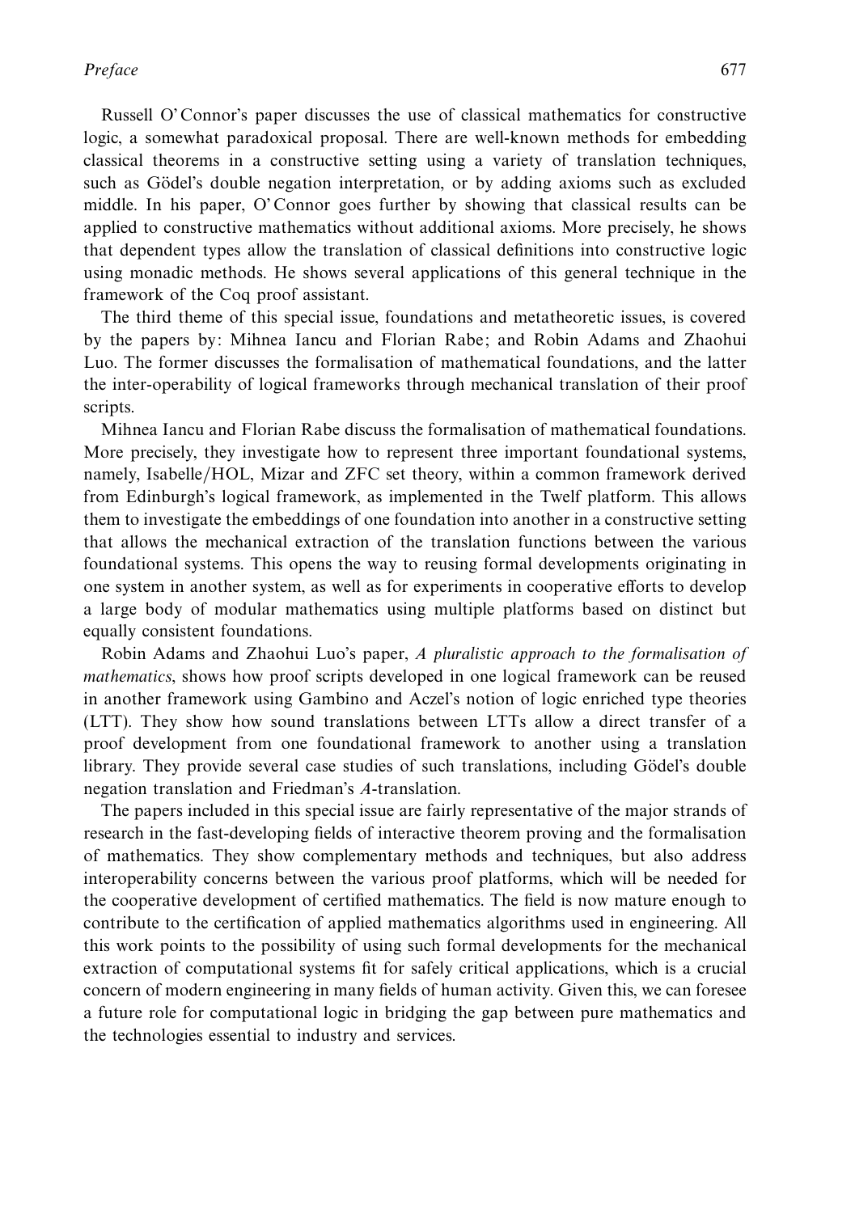Russell O'Connor's paper discusses the use of classical mathematics for constructive logic, a somewhat paradoxical proposal. There are well-known methods for embedding classical theorems in a constructive setting using a variety of translation techniques, such as Gödel's double negation interpretation, or by adding axioms such as excluded middle. In his paper, O'Connor goes further by showing that classical results can be applied to constructive mathematics without additional axioms. More precisely, he shows that dependent types allow the translation of classical definitions into constructive logic using monadic methods. He shows several applications of this general technique in the framework of the Coq proof assistant.

The third theme of this special issue, foundations and metatheoretic issues, is covered by the papers by: Mihnea Iancu and Florian Rabe; and Robin Adams and Zhaohui Luo. The former discusses the formalisation of mathematical foundations, and the latter the inter-operability of logical frameworks through mechanical translation of their proof scripts.

Mihnea Iancu and Florian Rabe discuss the formalisation of mathematical foundations. More precisely, they investigate how to represent three important foundational systems, namely, Isabelle/HOL, Mizar and ZFC set theory, within a common framework derived from Edinburgh's logical framework, as implemented in the Twelf platform. This allows them to investigate the embeddings of one foundation into another in a constructive setting that allows the mechanical extraction of the translation functions between the various foundational systems. This opens the way to reusing formal developments originating in one system in another system, as well as for experiments in cooperative efforts to develop a large body of modular mathematics using multiple platforms based on distinct but equally consistent foundations.

Robin Adams and Zhaohui Luo's paper, *A pluralistic approach to the formalisation of mathematics*, shows how proof scripts developed in one logical framework can be reused in another framework using Gambino and Aczel's notion of logic enriched type theories (LTT). They show how sound translations between LTTs allow a direct transfer of a proof development from one foundational framework to another using a translation library. They provide several case studies of such translations, including Gödel's double negation translation and Friedman's *A*-translation.

The papers included in this special issue are fairly representative of the major strands of research in the fast-developing fields of interactive theorem proving and the formalisation of mathematics. They show complementary methods and techniques, but also address interoperability concerns between the various proof platforms, which will be needed for the cooperative development of certified mathematics. The field is now mature enough to contribute to the certification of applied mathematics algorithms used in engineering. All this work points to the possibility of using such formal developments for the mechanical extraction of computational systems fit for safely critical applications, which is a crucial concern of modern engineering in many fields of human activity. Given this, we can foresee a future role for computational logic in bridging the gap between pure mathematics and the technologies essential to industry and services.